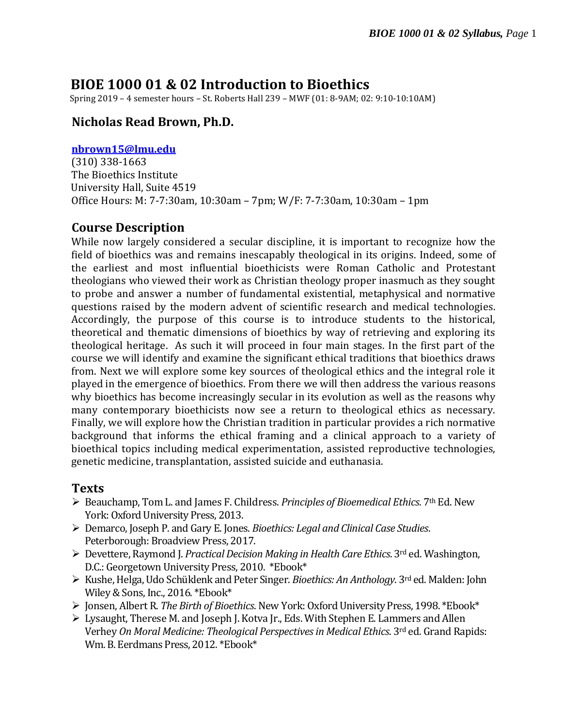# BIOE 1000 01 & 02 Introduction to Bioethics

Spring 2019 – 4 semester hours – St. Roberts Hall 239 – MWF (01: 8-9AM; 02: 9:10-10:10AM)

## Nicholas Read Brown, Ph.D.

**nbrown15@lmu.edu**
(310) 338-1663
The Bioethics Institute
University Hall, Suite 4519
Office Hours: M: 7-7:30am, 10:30am – 7pm; W/F: 7-7:30am, 10:30am – 1pm

## Course Description

While now largely considered a secular discipline, it is important to recognize how the field of bioethics was and remains inescapably theological in its origins. Indeed, some of the earliest and most influential bioethicists were Roman Catholic and Protestant theologians who viewed their work as Christian theology proper inasmuch as they sought to probe and answer a number of fundamental existential, metaphysical and normative questions raised by the modern advent of scientific research and medical technologies. Accordingly, the purpose of this course is to introduce students to the historical, theoretical and thematic dimensions of bioethics by way of retrieving and exploring its theological heritage. As such it will proceed in four main stages. In the first part of the course we will identify and examine the significant ethical traditions that bioethics draws from. Next we will explore some key sources of theological ethics and the integral role it played in the emergence of bioethics. From there we will then address the various reasons why bioethics has become increasingly secular in its evolution as well as the reasons why many contemporary bioethicists now see a return to theological ethics as necessary. Finally, we will explore how the Christian tradition in particular provides a rich normative background that informs the ethical framing and a clinical approach to a variety of bioethical topics including medical experimentation, assisted reproductive technologies, genetic medicine, transplantation, assisted suicide and euthanasia.

## Texts

- Beauchamp, Tom L. and James F. Childress. *Principles of Bioemedical Ethics*. 7th Ed. New York: Oxford University Press, 2013.
- Demarco, Joseph P. and Gary E. Jones. *Bioethics: Legal and Clinical Case Studies*. Peterborough: Broadview Press, 2017.
- Devettere, Raymond J. *Practical Decision Making in Health Care Ethics*. 3rd ed. Washington, D.C.: Georgetown University Press, 2010. *Ebook*
- Kushe, Helga, Udo Schüklenk and Peter Singer. *Bioethics: An Anthology*. 3rd ed. Malden: John Wiley & Sons, Inc., 2016. *Ebook*
- Jonsen, Albert R. *The Birth of Bioethics*. New York: Oxford University Press, 1998. *Ebook*
- Lysaught, Therese M. and Joseph J. Kotva Jr., Eds. With Stephen E. Lammers and Allen Verhey *On Moral Medicine: Theological Perspectives in Medical Ethics*. 3rd ed. Grand Rapids: Wm. B. Eerdmans Press, 2012. *Ebook*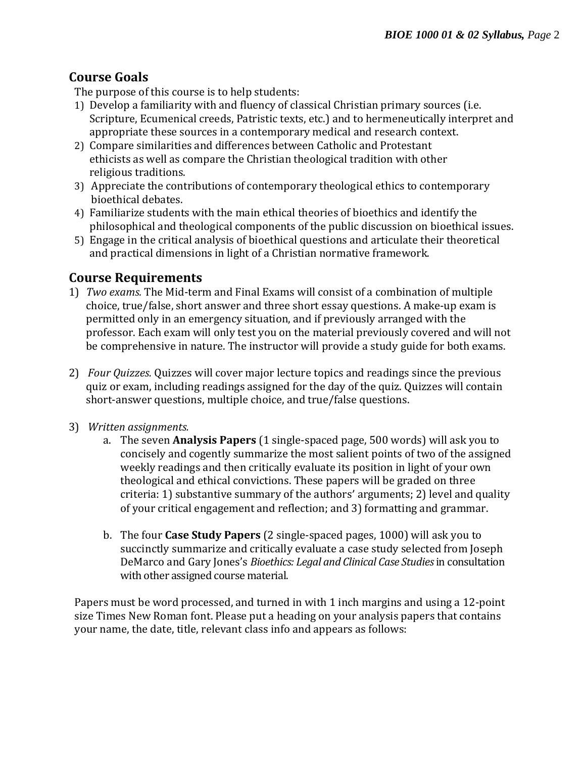## Course Goals

The purpose of this course is to help students:

1) Develop a familiarity with and fluency of classical Christian primary sources (i.e. Scripture, Ecumenical creeds, Patristic texts, etc.) and to hermeneutically interpret and appropriate these sources in a contemporary medical and research context.
2) Compare similarities and differences between Catholic and Protestant ethicists as well as compare the Christian theological tradition with other religious traditions.
3) Appreciate the contributions of contemporary theological ethics to contemporary bioethical debates.
4) Familiarize students with the main ethical theories of bioethics and identify the philosophical and theological components of the public discussion on bioethical issues.
5) Engage in the critical analysis of bioethical questions and articulate their theoretical and practical dimensions in light of a Christian normative framework.

## Course Requirements

1) *Two exams.* The Mid-term and Final Exams will consist of a combination of multiple choice, true/false, short answer and three short essay questions. A make-up exam is permitted only in an emergency situation, and if previously arranged with the professor. Each exam will only test you on the material previously covered and will not be comprehensive in nature. The instructor will provide a study guide for both exams.

2) *Four Quizzes.* Quizzes will cover major lecture topics and readings since the previous quiz or exam, including readings assigned for the day of the quiz. Quizzes will contain short-answer questions, multiple choice, and true/false questions.

3) *Written assignments.*
   a. The seven **Analysis Papers** (1 single-spaced page, 500 words) will ask you to concisely and cogently summarize the most salient points of two of the assigned weekly readings and then critically evaluate its position in light of your own theological and ethical convictions. These papers will be graded on three criteria: 1) substantive summary of the authors' arguments; 2) level and quality of your critical engagement and reflection; and 3) formatting and grammar.

   b. The four **Case Study Papers** (2 single-spaced pages, 1000) will ask you to succinctly summarize and critically evaluate a case study selected from Joseph DeMarco and Gary Jones's *Bioethics: Legal and Clinical Case Studies* in consultation with other assigned course material.

Papers must be word processed, and turned in with 1 inch margins and using a 12-point size Times New Roman font. Please put a heading on your analysis papers that contains your name, the date, title, relevant class info and appears as follows: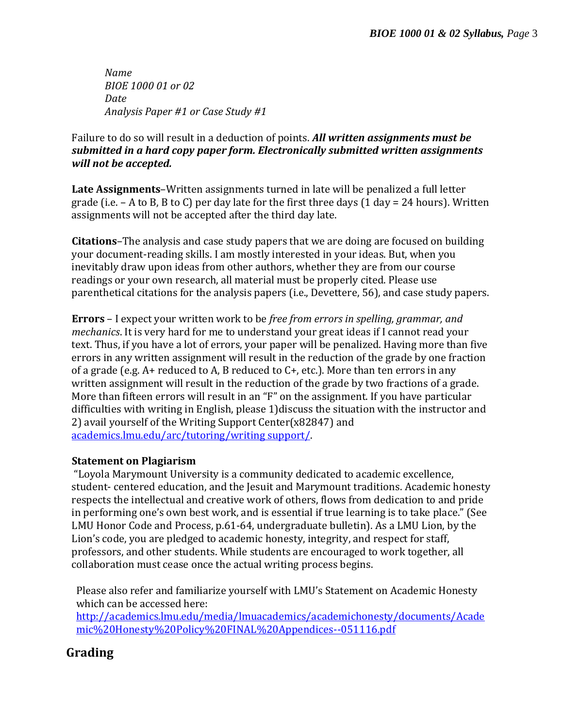*Name*
*BIOE 1000 01 or 02*
*Date*
*Analysis Paper #1 or Case Study #1*

Failure to do so will result in a deduction of points. ***All written assignments must be submitted in a hard copy paper form. Electronically submitted written assignments will not be accepted.***

**Late Assignments**–Written assignments turned in late will be penalized a full letter grade (i.e. – A to B, B to C) per day late for the first three days (1 day = 24 hours). Written assignments will not be accepted after the third day late.

**Citations**–The analysis and case study papers that we are doing are focused on building your document-reading skills. I am mostly interested in your ideas. But, when you inevitably draw upon ideas from other authors, whether they are from our course readings or your own research, all material must be properly cited. Please use parenthetical citations for the analysis papers (i.e., Devettere, 56), and case study papers.

**Errors** – I expect your written work to be *free from errors in spelling, grammar, and mechanics*. It is very hard for me to understand your great ideas if I cannot read your text. Thus, if you have a lot of errors, your paper will be penalized. Having more than five errors in any written assignment will result in the reduction of the grade by one fraction of a grade (e.g. A+ reduced to A, B reduced to C+, etc.). More than ten errors in any written assignment will result in the reduction of the grade by two fractions of a grade. More than fifteen errors will result in an "F" on the assignment. If you have particular difficulties with writing in English, please 1)discuss the situation with the instructor and 2) avail yourself of the Writing Support Center(x82847) and [academics.lmu.edu/arc/tutoring/writing support/](academics.lmu.edu/arc/tutoring/writing support/).

**Statement on Plagiarism**

"Loyola Marymount University is a community dedicated to academic excellence, student- centered education, and the Jesuit and Marymount traditions. Academic honesty respects the intellectual and creative work of others, flows from dedication to and pride in performing one's own best work, and is essential if true learning is to take place." (See LMU Honor Code and Process, p.61-64, undergraduate bulletin). As a LMU Lion, by the Lion's code, you are pledged to academic honesty, integrity, and respect for staff, professors, and other students. While students are encouraged to work together, all collaboration must cease once the actual writing process begins.

Please also refer and familiarize yourself with LMU's Statement on Academic Honesty which can be accessed here:
[http://academics.lmu.edu/media/lmuacademics/academichonesty/documents/Academic%20Honesty%20Policy%20FINAL%20Appendices--051116.pdf](http://academics.lmu.edu/media/lmuacademics/academichonesty/documents/Academic%20Honesty%20Policy%20FINAL%20Appendices--051116.pdf)

## Grading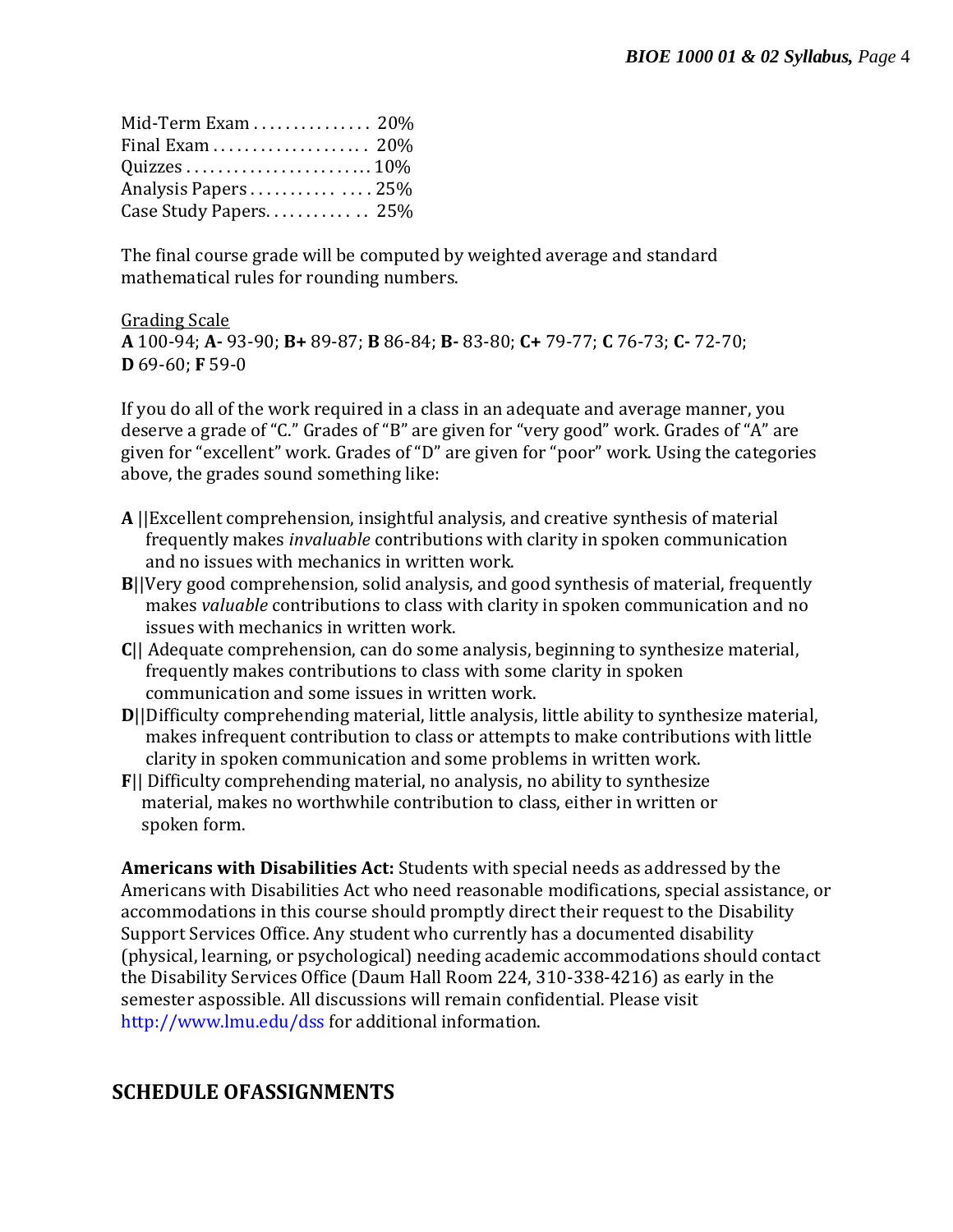Mid-Term Exam . . . . . . . . . . . . . . . 20%
Final Exam . . . . . . . . . . . . . . . . . . . 20%
Quizzes . . . . . . . . . . . . . . . . . . . . . . . 10%
Analysis Papers . . . . . . . . . . . . . . . 25%
Case Study Papers. . . . . . . . . . . . . 25%

The final course grade will be computed by weighted average and standard mathematical rules for rounding numbers.

Grading Scale
**A** 100-94; **A-** 93-90; **B+** 89-87; **B** 86-84; **B-** 83-80; **C+** 79-77; **C** 76-73; **C-** 72-70; **D** 69-60; **F** 59-0

If you do all of the work required in a class in an adequate and average manner, you deserve a grade of "C." Grades of "B" are given for "very good" work. Grades of "A" are given for "excellent" work. Grades of "D" are given for "poor" work. Using the categories above, the grades sound something like:

**A** ||Excellent comprehension, insightful analysis, and creative synthesis of material frequently makes *invaluable* contributions with clarity in spoken communication and no issues with mechanics in written work.
**B**||Very good comprehension, solid analysis, and good synthesis of material, frequently makes *valuable* contributions to class with clarity in spoken communication and no issues with mechanics in written work.
**C**|| Adequate comprehension, can do some analysis, beginning to synthesize material, frequently makes contributions to class with some clarity in spoken communication and some issues in written work.
**D**||Difficulty comprehending material, little analysis, little ability to synthesize material, makes infrequent contribution to class or attempts to make contributions with little clarity in spoken communication and some problems in written work.
**F**|| Difficulty comprehending material, no analysis, no ability to synthesize material, makes no worthwhile contribution to class, either in written or spoken form.

**Americans with Disabilities Act:** Students with special needs as addressed by the Americans with Disabilities Act who need reasonable modifications, special assistance, or accommodations in this course should promptly direct their request to the Disability Support Services Office. Any student who currently has a documented disability (physical, learning, or psychological) needing academic accommodations should contact the Disability Services Office (Daum Hall Room 224, 310-338-4216) as early in the semester aspossible. All discussions will remain confidential. Please visit http://www.lmu.edu/dss for additional information.

## SCHEDULE OFASSIGNMENTS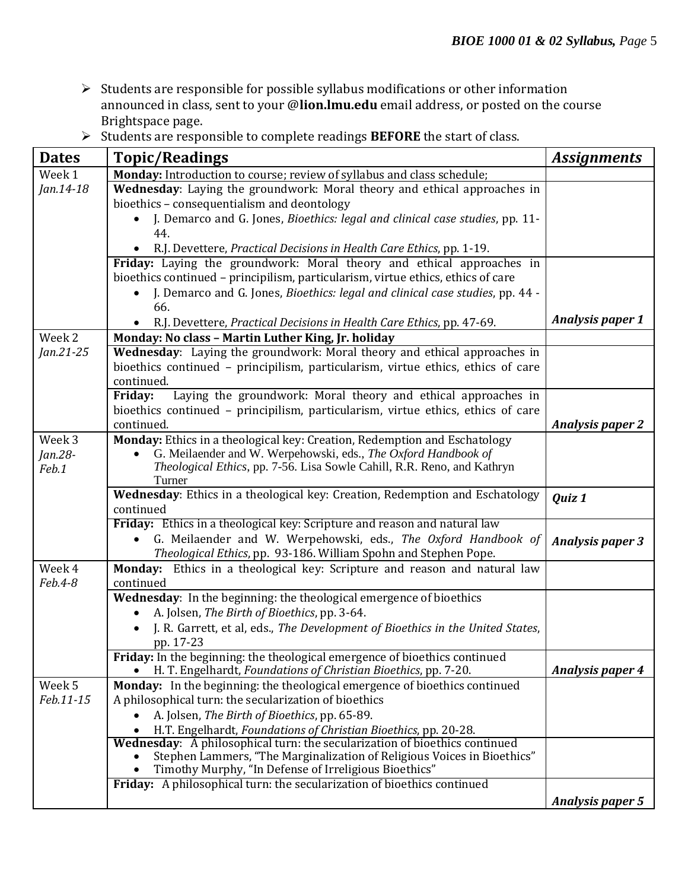- Students are responsible for possible syllabus modifications or other information announced in class, sent to your @**lion.lmu.edu** email address, or posted on the course Brightspace page.
- Students are responsible to complete readings **BEFORE** the start of class.

| **Dates** | **Topic/Readings** | ***Assignments*** |
|---|---|---|
| Week 1 *Jan.14-18* | **Monday:** Introduction to course; review of syllabus and class schedule; | |
| | **Wednesday**: Laying the groundwork: Moral theory and ethical approaches in bioethics – consequentialism and deontology<br>• J. Demarco and G. Jones, *Bioethics: legal and clinical case studies*, pp. 11-44.<br>• R.J. Devettere, *Practical Decisions in Health Care Ethics*, pp. 1-19. | |
| | **Friday:** Laying the groundwork: Moral theory and ethical approaches in bioethics continued – principilism, particularism, virtue ethics, ethics of care<br>• J. Demarco and G. Jones, *Bioethics: legal and clinical case studies*, pp. 44 - 66.<br>• R.J. Devettere, *Practical Decisions in Health Care Ethics*, pp. 47-69. | ***Analysis paper 1*** |
| Week 2 *Jan.21-25* | **Monday: No class – Martin Luther King, Jr. holiday** | |
| | **Wednesday**: Laying the groundwork: Moral theory and ethical approaches in bioethics continued – principilism, particularism, virtue ethics, ethics of care continued. | |
| | **Friday:** Laying the groundwork: Moral theory and ethical approaches in bioethics continued – principilism, particularism, virtue ethics, ethics of care continued. | ***Analysis paper 2*** |
| Week 3 *Jan.28-Feb.1* | **Monday:** Ethics in a theological key: Creation, Redemption and Eschatology<br>• G. Meilaender and W. Werpehowski, eds., *The Oxford Handbook of Theological Ethics*, pp. 7-56. Lisa Sowle Cahill, R.R. Reno, and Kathryn Turner | |
| | **Wednesday**: Ethics in a theological key: Creation, Redemption and Eschatology continued | ***Quiz 1*** |
| | **Friday:** Ethics in a theological key: Scripture and reason and natural law<br>• G. Meilaender and W. Werpehowski, eds., *The Oxford Handbook of Theological Ethics*, pp. 93-186. William Spohn and Stephen Pope. | ***Analysis paper 3*** |
| Week 4 *Feb.4-8* | **Monday:** Ethics in a theological key: Scripture and reason and natural law continued | |
| | **Wednesday**: In the beginning: the theological emergence of bioethics<br>• A. Jolsen, *The Birth of Bioethics*, pp. 3-64.<br>• J. R. Garrett, et al, eds., *The Development of Bioethics in the United States*, pp. 17-23 | |
| | **Friday:** In the beginning: the theological emergence of bioethics continued<br>• H. T. Engelhardt, *Foundations of Christian Bioethics*, pp. 7-20. | ***Analysis paper 4*** |
| Week 5 *Feb.11-15* | **Monday:** In the beginning: the theological emergence of bioethics continued<br>A philosophical turn: the secularization of bioethics<br>• A. Jolsen, *The Birth of Bioethics*, pp. 65-89.<br>• H.T. Engelhardt, *Foundations of Christian Bioethics*, pp. 20-28. | |
| | **Wednesday**: A philosophical turn: the secularization of bioethics continued<br>• Stephen Lammers, "The Marginalization of Religious Voices in Bioethics"<br>• Timothy Murphy, "In Defense of Irreligious Bioethics" | |
| | **Friday:** A philosophical turn: the secularization of bioethics continued | ***Analysis paper 5*** |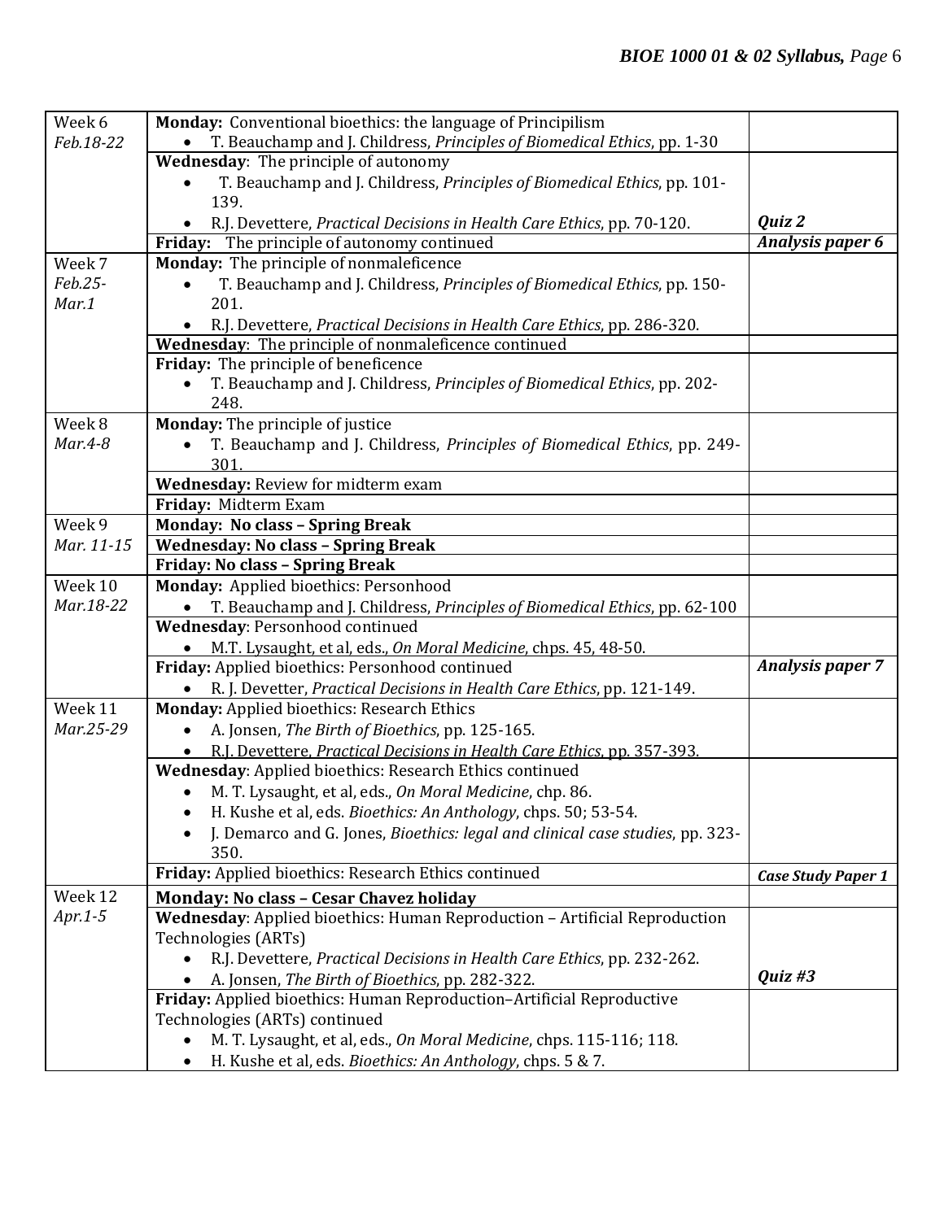| Week | Topics and Readings | Due |
|---|---|---|
| Week 6 *Feb.18-22* | **Monday:** Conventional bioethics: the language of Principilism<br>• T. Beauchamp and J. Childress, *Principles of Biomedical Ethics*, pp. 1-30 | |
| | **Wednesday**: The principle of autonomy<br>• T. Beauchamp and J. Childress, *Principles of Biomedical Ethics*, pp. 101-139.<br>• R.J. Devettere, *Practical Decisions in Health Care Ethics*, pp. 70-120. | ***Quiz 2*** |
| | **Friday:** The principle of autonomy continued | ***Analysis paper 6*** |
| Week 7 *Feb.25-Mar.1* | **Monday:** The principle of nonmaleficence<br>• T. Beauchamp and J. Childress, *Principles of Biomedical Ethics*, pp. 150-201.<br>• R.J. Devettere, *Practical Decisions in Health Care Ethics*, pp. 286-320. | |
| | **Wednesday**: The principle of nonmaleficence continued | |
| | **Friday:** The principle of beneficence<br>• T. Beauchamp and J. Childress, *Principles of Biomedical Ethics*, pp. 202-248. | |
| Week 8 *Mar.4-8* | **Monday:** The principle of justice<br>• T. Beauchamp and J. Childress, *Principles of Biomedical Ethics*, pp. 249-301. | |
| | **Wednesday:** Review for midterm exam | |
| | **Friday:** Midterm Exam | |
| Week 9 *Mar. 11-15* | **Monday: No class – Spring Break** | |
| | **Wednesday: No class – Spring Break** | |
| | **Friday: No class – Spring Break** | |
| Week 10 *Mar.18-22* | **Monday:** Applied bioethics: Personhood<br>• T. Beauchamp and J. Childress, *Principles of Biomedical Ethics*, pp. 62-100 | |
| | **Wednesday**: Personhood continued<br>• M.T. Lysaught, et al, eds., *On Moral Medicine*, chps. 45, 48-50. | |
| | **Friday:** Applied bioethics: Personhood continued<br>• R. J. Devetter, *Practical Decisions in Health Care Ethics*, pp. 121-149. | ***Analysis paper 7*** |
| Week 11 *Mar.25-29* | **Monday:** Applied bioethics: Research Ethics<br>• A. Jonsen, *The Birth of Bioethics*, pp. 125-165.<br>• R.J. Devettere, *Practical Decisions in Health Care Ethics*, pp. 357-393. | |
| | **Wednesday**: Applied bioethics: Research Ethics continued<br>• M. T. Lysaught, et al, eds., *On Moral Medicine*, chp. 86.<br>• H. Kushe et al, eds. *Bioethics: An Anthology*, chps. 50; 53-54.<br>• J. Demarco and G. Jones, *Bioethics: legal and clinical case studies*, pp. 323-350. | |
| | **Friday:** Applied bioethics: Research Ethics continued | ***Case Study Paper 1*** |
| Week 12 *Apr.1-5* | **Monday: No class – Cesar Chavez holiday** | |
| | **Wednesday**: Applied bioethics: Human Reproduction – Artificial Reproduction Technologies (ARTs)<br>• R.J. Devettere, *Practical Decisions in Health Care Ethics*, pp. 232-262.<br>• A. Jonsen, *The Birth of Bioethics*, pp. 282-322. | ***Quiz #3*** |
| | **Friday:** Applied bioethics: Human Reproduction–Artificial Reproductive Technologies (ARTs) continued<br>• M. T. Lysaught, et al, eds., *On Moral Medicine*, chps. 115-116; 118.<br>• H. Kushe et al, eds. *Bioethics: An Anthology*, chps. 5 & 7. | |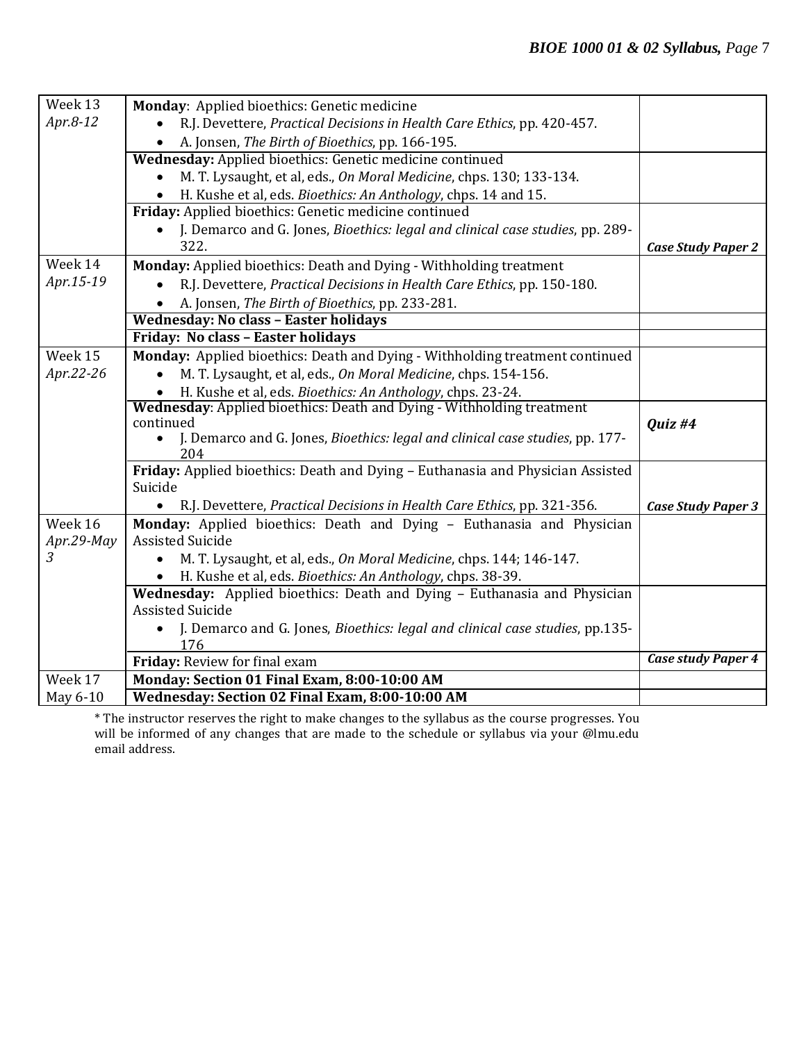| | | |
|---|---|---|
| Week 13<br>*Apr.8-12* | **Monday**: Applied bioethics: Genetic medicine<br>• R.J. Devettere, *Practical Decisions in Health Care Ethics*, pp. 420-457.<br>• A. Jonsen, *The Birth of Bioethics*, pp. 166-195. | |
| | **Wednesday:** Applied bioethics: Genetic medicine continued<br>• M. T. Lysaught, et al, eds., *On Moral Medicine*, chps. 130; 133-134.<br>• H. Kushe et al, eds. *Bioethics: An Anthology*, chps. 14 and 15. | |
| | **Friday:** Applied bioethics: Genetic medicine continued<br>• J. Demarco and G. Jones, *Bioethics: legal and clinical case studies*, pp. 289-322. | ***Case Study Paper 2*** |
| Week 14<br>*Apr.15-19* | **Monday:** Applied bioethics: Death and Dying - Withholding treatment<br>• R.J. Devettere, *Practical Decisions in Health Care Ethics*, pp. 150-180.<br>• A. Jonsen, *The Birth of Bioethics*, pp. 233-281. | |
| | **Wednesday: No class – Easter holidays** | |
| | **Friday: No class – Easter holidays** | |
| Week 15<br>*Apr.22-26* | **Monday:** Applied bioethics: Death and Dying - Withholding treatment continued<br>• M. T. Lysaught, et al, eds., *On Moral Medicine*, chps. 154-156.<br>• H. Kushe et al, eds. *Bioethics: An Anthology*, chps. 23-24. | |
| | **Wednesday**: Applied bioethics: Death and Dying - Withholding treatment continued<br>• J. Demarco and G. Jones, *Bioethics: legal and clinical case studies*, pp. 177-204 | ***Quiz #4*** |
| | **Friday:** Applied bioethics: Death and Dying – Euthanasia and Physician Assisted Suicide<br>• R.J. Devettere, *Practical Decisions in Health Care Ethics*, pp. 321-356. | ***Case Study Paper 3*** |
| Week 16<br>*Apr.29-May 3* | **Monday:** Applied bioethics: Death and Dying – Euthanasia and Physician Assisted Suicide<br>• M. T. Lysaught, et al, eds., *On Moral Medicine*, chps. 144; 146-147.<br>• H. Kushe et al, eds. *Bioethics: An Anthology*, chps. 38-39. | |
| | **Wednesday:** Applied bioethics: Death and Dying – Euthanasia and Physician Assisted Suicide<br>• J. Demarco and G. Jones, *Bioethics: legal and clinical case studies*, pp.135-176 | |
| | **Friday:** Review for final exam | ***Case study Paper 4*** |
| Week 17<br>May 6-10 | **Monday: Section 01 Final Exam, 8:00-10:00 AM** | |
| | **Wednesday: Section 02 Final Exam, 8:00-10:00 AM** | |

* The instructor reserves the right to make changes to the syllabus as the course progresses. You will be informed of any changes that are made to the schedule or syllabus via your @lmu.edu email address.